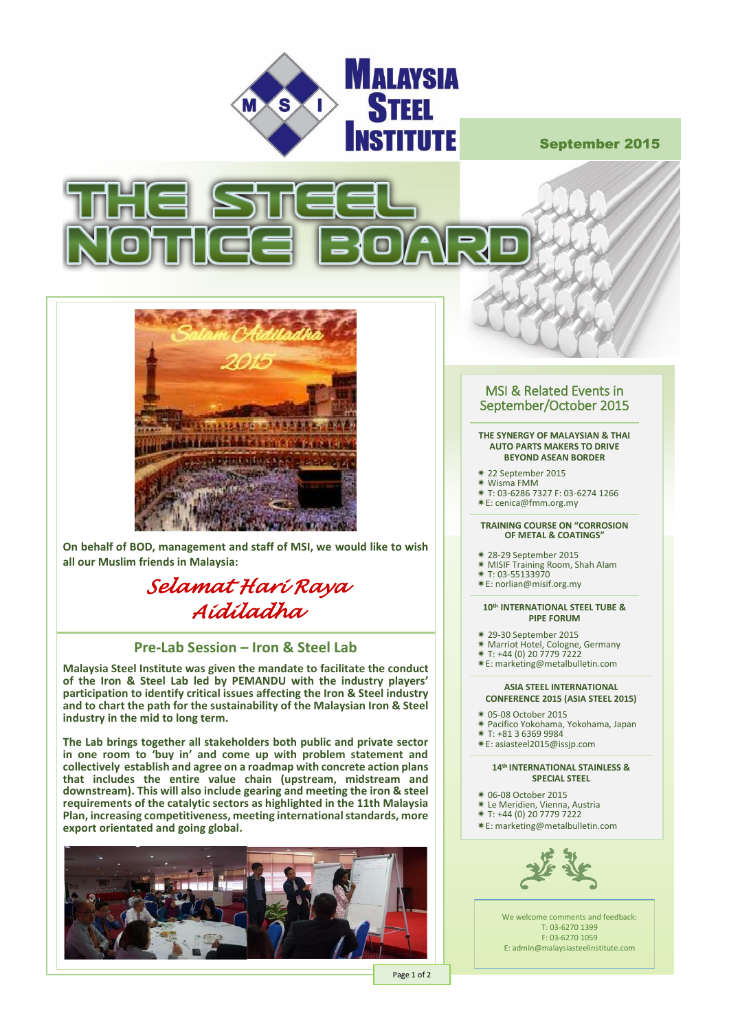# MALAYSIA STEEL INSTITUTE

September 2015

# THE STEEL NOTICE BOARD

Salam Aidiladha 2015

**On behalf of BOD, management and staff of MSI, we would like to wish all our Muslim friends in Malaysia:**

*Selamat Hari Raya Aidiladha*

## Pre-Lab Session – Iron & Steel Lab

**Malaysia Steel Institute was given the mandate to facilitate the conduct of the Iron & Steel Lab led by PEMANDU with the industry players' participation to identify critical issues affecting the Iron & Steel industry and to chart the path for the sustainability of the Malaysian Iron & Steel industry in the mid to long term.**

**The Lab brings together all stakeholders both public and private sector in one room to 'buy in' and come up with problem statement and collectively establish and agree on a roadmap with concrete action plans that includes the entire value chain (upstream, midstream and downstream). This will also include gearing and meeting the iron & steel requirements of the catalytic sectors as highlighted in the 11th Malaysia Plan, increasing competitiveness, meeting international standards, more export orientated and going global.**

## MSI & Related Events in September/October 2015

**THE SYNERGY OF MALAYSIAN & THAI AUTO PARTS MAKERS TO DRIVE BEYOND ASEAN BORDER**

- 22 September 2015
- Wisma FMM
- T: 03-6286 7327 F: 03-6274 1266
- E: cenica@fmm.org.my

**TRAINING COURSE ON "CORROSION OF METAL & COATINGS"**

- 28-29 September 2015
- MISIF Training Room, Shah Alam
- T: 03-55133970
- E: norlian@misif.org.my

**10th INTERNATIONAL STEEL TUBE & PIPE FORUM**

- 29-30 September 2015
- Marriot Hotel, Cologne, Germany
- T: +44 (0) 20 7779 7222
- E: marketing@metalbulletin.com

**ASIA STEEL INTERNATIONAL CONFERENCE 2015 (ASIA STEEL 2015)**

- 05-08 October 2015
- Pacifico Yokohama, Yokohama, Japan
- T: +81 3 6369 9984
- E: asiasteel2015@issjp.com

**14th INTERNATIONAL STAINLESS & SPECIAL STEEL**

- 06-08 October 2015
- Le Meridien, Vienna, Austria
- T: +44 (0) 20 7779 7222
- E: marketing@metalbulletin.com

We welcome comments and feedback:
T: 03-6270 1399
F: 03-6270 1059
E: admin@malaysiasteelinstitute.com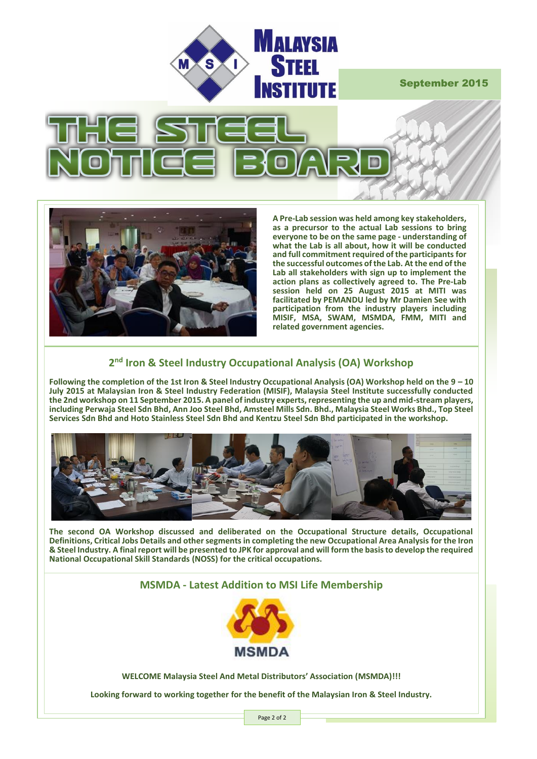# THE STEEL NOTICE BOARD

**September 2015**

**A Pre-Lab session was held among key stakeholders, as a precursor to the actual Lab sessions to bring everyone to be on the same page - understanding of what the Lab is all about, how it will be conducted and full commitment required of the participants for the successful outcomes of the Lab. At the end of the Lab all stakeholders with sign up to implement the action plans as collectively agreed to. The Pre-Lab session held on 25 August 2015 at MITI was facilitated by PEMANDU led by Mr Damien See with participation from the industry players including MISIF, MSA, SWAM, MSMDA, FMM, MITI and related government agencies.**

## 2nd Iron & Steel Industry Occupational Analysis (OA) Workshop

**Following the completion of the 1st Iron & Steel Industry Occupational Analysis (OA) Workshop held on the 9 – 10 July 2015 at Malaysian Iron & Steel Industry Federation (MISIF), Malaysia Steel Institute successfully conducted the 2nd workshop on 11 September 2015. A panel of industry experts, representing the up and mid-stream players, including Perwaja Steel Sdn Bhd, Ann Joo Steel Bhd, Amsteel Mills Sdn. Bhd., Malaysia Steel Works Bhd., Top Steel Services Sdn Bhd and Hoto Stainless Steel Sdn Bhd and Kentzu Steel Sdn Bhd participated in the workshop.**

**The second OA Workshop discussed and deliberated on the Occupational Structure details, Occupational Definitions, Critical Jobs Details and other segments in completing the new Occupational Area Analysis for the Iron & Steel Industry. A final report will be presented to JPK for approval and will form the basis to develop the required National Occupational Skill Standards (NOSS) for the critical occupations.**

## MSMDA - Latest Addition to MSI Life Membership

MSMDA

**WELCOME Malaysia Steel And Metal Distributors' Association (MSMDA)!!!**

**Looking forward to working together for the benefit of the Malaysian Iron & Steel Industry.**